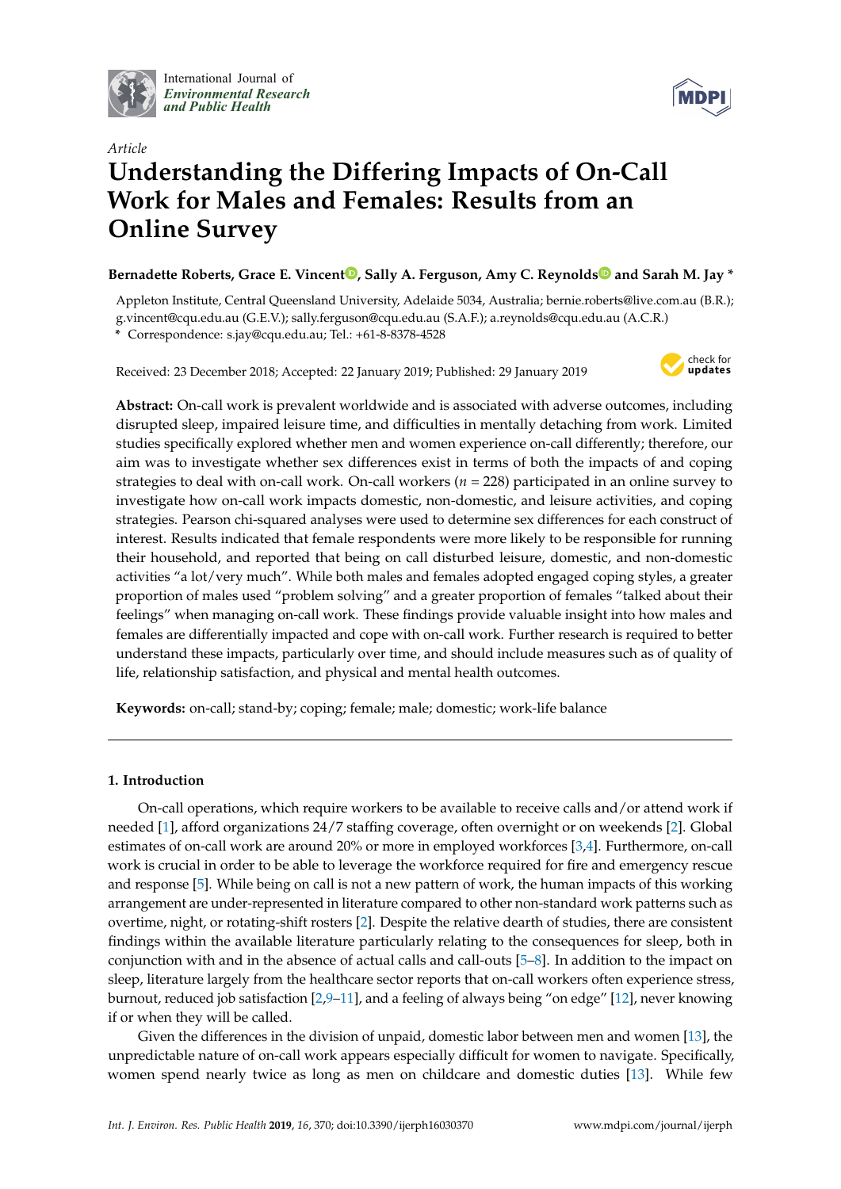*Article*

# Understanding the Differing Impacts of On-Call Work for Males and Females: Results from an Online Survey

**Bernadette Roberts, Grace E. Vincent, Sally A. Ferguson, Amy C. Reynolds and Sarah M. Jay \***

Appleton Institute, Central Queensland University, Adelaide 5034, Australia; bernie.roberts@live.com.au (B.R.); g.vincent@cqu.edu.au (G.E.V.); sally.ferguson@cqu.edu.au (S.A.F.); a.reynolds@cqu.edu.au (A.C.R.)
\* Correspondence: s.jay@cqu.edu.au; Tel.: +61-8-8378-4528

Received: 23 December 2018; Accepted: 22 January 2019; Published: 29 January 2019

**Abstract:** On-call work is prevalent worldwide and is associated with adverse outcomes, including disrupted sleep, impaired leisure time, and difficulties in mentally detaching from work. Limited studies specifically explored whether men and women experience on-call differently; therefore, our aim was to investigate whether sex differences exist in terms of both the impacts of and coping strategies to deal with on-call work. On-call workers (*n* = 228) participated in an online survey to investigate how on-call work impacts domestic, non-domestic, and leisure activities, and coping strategies. Pearson chi-squared analyses were used to determine sex differences for each construct of interest. Results indicated that female respondents were more likely to be responsible for running their household, and reported that being on call disturbed leisure, domestic, and non-domestic activities "a lot/very much". While both males and females adopted engaged coping styles, a greater proportion of males used "problem solving" and a greater proportion of females "talked about their feelings" when managing on-call work. These findings provide valuable insight into how males and females are differentially impacted and cope with on-call work. Further research is required to better understand these impacts, particularly over time, and should include measures such as of quality of life, relationship satisfaction, and physical and mental health outcomes.

**Keywords:** on-call; stand-by; coping; female; male; domestic; work-life balance

## 1. Introduction

On-call operations, which require workers to be available to receive calls and/or attend work if needed [1], afford organizations 24/7 staffing coverage, often overnight or on weekends [2]. Global estimates of on-call work are around 20% or more in employed workforces [3,4]. Furthermore, on-call work is crucial in order to be able to leverage the workforce required for fire and emergency rescue and response [5]. While being on call is not a new pattern of work, the human impacts of this working arrangement are under-represented in literature compared to other non-standard work patterns such as overtime, night, or rotating-shift rosters [2]. Despite the relative dearth of studies, there are consistent findings within the available literature particularly relating to the consequences for sleep, both in conjunction with and in the absence of actual calls and call-outs [5–8]. In addition to the impact on sleep, literature largely from the healthcare sector reports that on-call workers often experience stress, burnout, reduced job satisfaction [2,9–11], and a feeling of always being "on edge" [12], never knowing if or when they will be called.

Given the differences in the division of unpaid, domestic labor between men and women [13], the unpredictable nature of on-call work appears especially difficult for women to navigate. Specifically, women spend nearly twice as long as men on childcare and domestic duties [13]. While few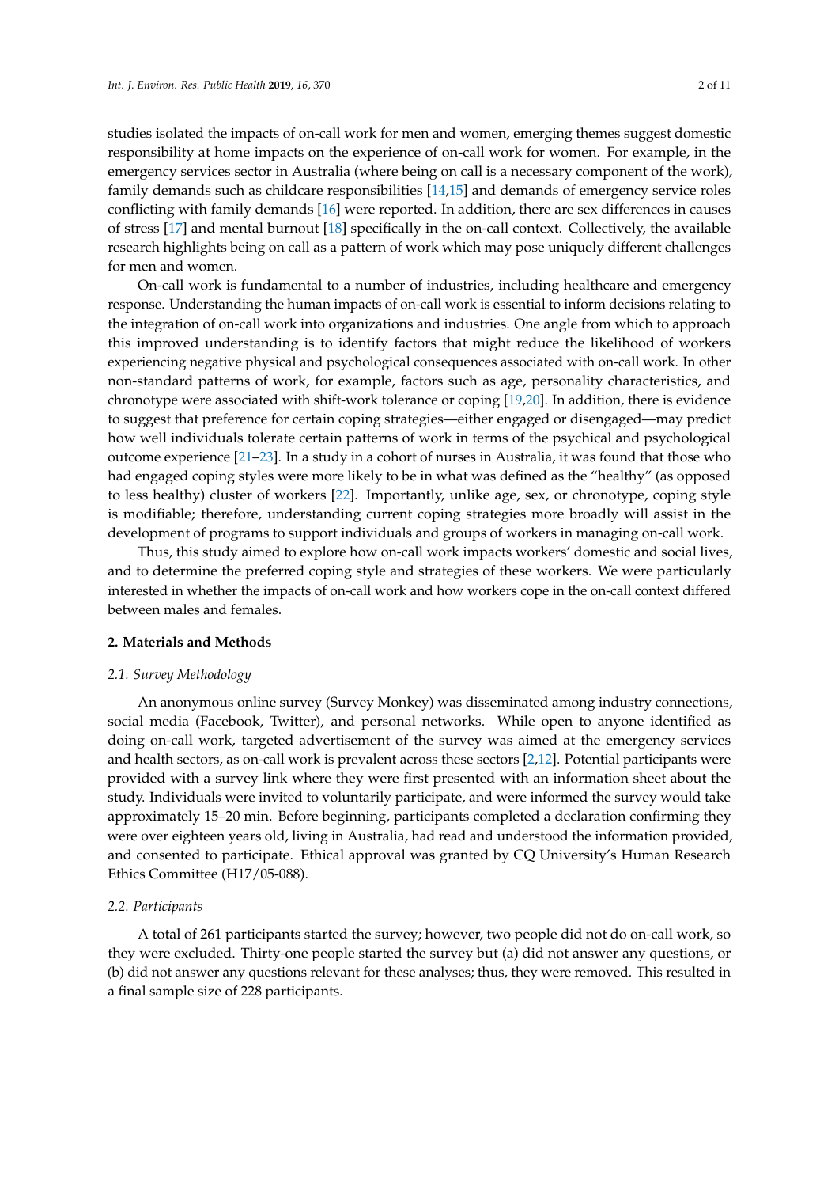studies isolated the impacts of on-call work for men and women, emerging themes suggest domestic responsibility at home impacts on the experience of on-call work for women. For example, in the emergency services sector in Australia (where being on call is a necessary component of the work), family demands such as childcare responsibilities [14,15] and demands of emergency service roles conflicting with family demands [16] were reported. In addition, there are sex differences in causes of stress [17] and mental burnout [18] specifically in the on-call context. Collectively, the available research highlights being on call as a pattern of work which may pose uniquely different challenges for men and women.

On-call work is fundamental to a number of industries, including healthcare and emergency response. Understanding the human impacts of on-call work is essential to inform decisions relating to the integration of on-call work into organizations and industries. One angle from which to approach this improved understanding is to identify factors that might reduce the likelihood of workers experiencing negative physical and psychological consequences associated with on-call work. In other non-standard patterns of work, for example, factors such as age, personality characteristics, and chronotype were associated with shift-work tolerance or coping [19,20]. In addition, there is evidence to suggest that preference for certain coping strategies—either engaged or disengaged—may predict how well individuals tolerate certain patterns of work in terms of the psychical and psychological outcome experience [21–23]. In a study in a cohort of nurses in Australia, it was found that those who had engaged coping styles were more likely to be in what was defined as the "healthy" (as opposed to less healthy) cluster of workers [22]. Importantly, unlike age, sex, or chronotype, coping style is modifiable; therefore, understanding current coping strategies more broadly will assist in the development of programs to support individuals and groups of workers in managing on-call work.

Thus, this study aimed to explore how on-call work impacts workers' domestic and social lives, and to determine the preferred coping style and strategies of these workers. We were particularly interested in whether the impacts of on-call work and how workers cope in the on-call context differed between males and females.

## 2. Materials and Methods

### *2.1. Survey Methodology*

An anonymous online survey (Survey Monkey) was disseminated among industry connections, social media (Facebook, Twitter), and personal networks. While open to anyone identified as doing on-call work, targeted advertisement of the survey was aimed at the emergency services and health sectors, as on-call work is prevalent across these sectors [2,12]. Potential participants were provided with a survey link where they were first presented with an information sheet about the study. Individuals were invited to voluntarily participate, and were informed the survey would take approximately 15–20 min. Before beginning, participants completed a declaration confirming they were over eighteen years old, living in Australia, had read and understood the information provided, and consented to participate. Ethical approval was granted by CQ University's Human Research Ethics Committee (H17/05-088).

### *2.2. Participants*

A total of 261 participants started the survey; however, two people did not do on-call work, so they were excluded. Thirty-one people started the survey but (a) did not answer any questions, or (b) did not answer any questions relevant for these analyses; thus, they were removed. This resulted in a final sample size of 228 participants.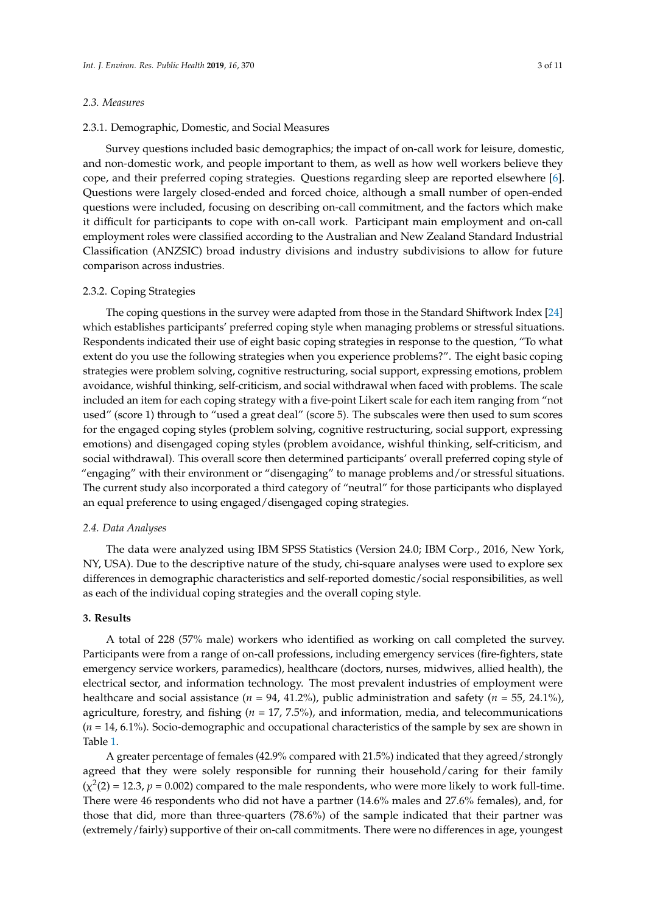### *2.3. Measures*

#### 2.3.1. Demographic, Domestic, and Social Measures

Survey questions included basic demographics; the impact of on-call work for leisure, domestic, and non-domestic work, and people important to them, as well as how well workers believe they cope, and their preferred coping strategies. Questions regarding sleep are reported elsewhere [6]. Questions were largely closed-ended and forced choice, although a small number of open-ended questions were included, focusing on describing on-call commitment, and the factors which make it difficult for participants to cope with on-call work. Participant main employment and on-call employment roles were classified according to the Australian and New Zealand Standard Industrial Classification (ANZSIC) broad industry divisions and industry subdivisions to allow for future comparison across industries.

#### 2.3.2. Coping Strategies

The coping questions in the survey were adapted from those in the Standard Shiftwork Index [24] which establishes participants' preferred coping style when managing problems or stressful situations. Respondents indicated their use of eight basic coping strategies in response to the question, "To what extent do you use the following strategies when you experience problems?". The eight basic coping strategies were problem solving, cognitive restructuring, social support, expressing emotions, problem avoidance, wishful thinking, self-criticism, and social withdrawal when faced with problems. The scale included an item for each coping strategy with a five-point Likert scale for each item ranging from "not used" (score 1) through to "used a great deal" (score 5). The subscales were then used to sum scores for the engaged coping styles (problem solving, cognitive restructuring, social support, expressing emotions) and disengaged coping styles (problem avoidance, wishful thinking, self-criticism, and social withdrawal). This overall score then determined participants' overall preferred coping style of "engaging" with their environment or "disengaging" to manage problems and/or stressful situations. The current study also incorporated a third category of "neutral" for those participants who displayed an equal preference to using engaged/disengaged coping strategies.

### *2.4. Data Analyses*

The data were analyzed using IBM SPSS Statistics (Version 24.0; IBM Corp., 2016, New York, NY, USA). Due to the descriptive nature of the study, chi-square analyses were used to explore sex differences in demographic characteristics and self-reported domestic/social responsibilities, as well as each of the individual coping strategies and the overall coping style.

## **3. Results**

A total of 228 (57% male) workers who identified as working on call completed the survey. Participants were from a range of on-call professions, including emergency services (fire-fighters, state emergency service workers, paramedics), healthcare (doctors, nurses, midwives, allied health), the electrical sector, and information technology. The most prevalent industries of employment were healthcare and social assistance ($n$ = 94, 41.2%), public administration and safety ($n$ = 55, 24.1%), agriculture, forestry, and fishing ($n$ = 17, 7.5%), and information, media, and telecommunications ($n$ = 14, 6.1%). Socio-demographic and occupational characteristics of the sample by sex are shown in Table 1.

A greater percentage of females (42.9% compared with 21.5%) indicated that they agreed/strongly agreed that they were solely responsible for running their household/caring for their family ($\chi^2(2) = 12.3$, $p = 0.002$) compared to the male respondents, who were more likely to work full-time. There were 46 respondents who did not have a partner (14.6% males and 27.6% females), and, for those that did, more than three-quarters (78.6%) of the sample indicated that their partner was (extremely/fairly) supportive of their on-call commitments. There were no differences in age, youngest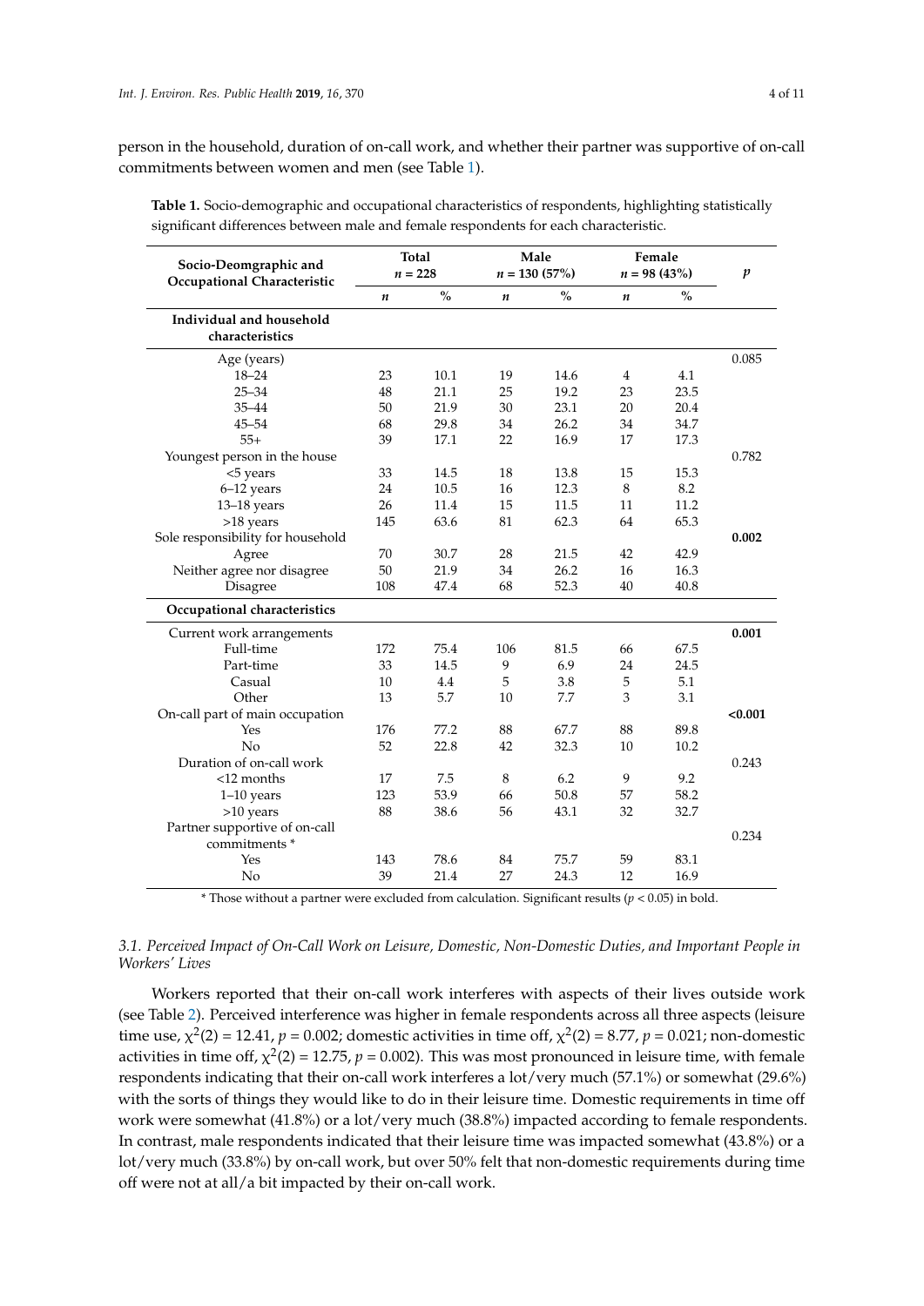person in the household, duration of on-call work, and whether their partner was supportive of on-call commitments between women and men (see Table 1).

**Table 1.** Socio-demographic and occupational characteristics of respondents, highlighting statistically significant differences between male and female respondents for each characteristic.

| Socio-Deomgraphic and Occupational Characteristic | Total $n$ = 228 | | Male $n$ = 130 (57%) | | Female $n$ = 98 (43%) | | $p$ |
|---|---|---|---|---|---|---|---|
| | $n$ | % | $n$ | % | $n$ | % | |
| **Individual and household characteristics** | | | | | | | |
| Age (years) | | | | | | | 0.085 |
| 18–24 | 23 | 10.1 | 19 | 14.6 | 4 | 4.1 | |
| 25–34 | 48 | 21.1 | 25 | 19.2 | 23 | 23.5 | |
| 35–44 | 50 | 21.9 | 30 | 23.1 | 20 | 20.4 | |
| 45–54 | 68 | 29.8 | 34 | 26.2 | 34 | 34.7 | |
| 55+ | 39 | 17.1 | 22 | 16.9 | 17 | 17.3 | |
| Youngest person in the house | | | | | | | 0.782 |
| <5 years | 33 | 14.5 | 18 | 13.8 | 15 | 15.3 | |
| 6–12 years | 24 | 10.5 | 16 | 12.3 | 8 | 8.2 | |
| 13–18 years | 26 | 11.4 | 15 | 11.5 | 11 | 11.2 | |
| >18 years | 145 | 63.6 | 81 | 62.3 | 64 | 65.3 | |
| Sole responsibility for household | | | | | | | **0.002** |
| Agree | 70 | 30.7 | 28 | 21.5 | 42 | 42.9 | |
| Neither agree nor disagree | 50 | 21.9 | 34 | 26.2 | 16 | 16.3 | |
| Disagree | 108 | 47.4 | 68 | 52.3 | 40 | 40.8 | |
| **Occupational characteristics** | | | | | | | |
| Current work arrangements | | | | | | | **0.001** |
| Full-time | 172 | 75.4 | 106 | 81.5 | 66 | 67.5 | |
| Part-time | 33 | 14.5 | 9 | 6.9 | 24 | 24.5 | |
| Casual | 10 | 4.4 | 5 | 3.8 | 5 | 5.1 | |
| Other | 13 | 5.7 | 10 | 7.7 | 3 | 3.1 | |
| On-call part of main occupation | | | | | | | **<0.001** |
| Yes | 176 | 77.2 | 88 | 67.7 | 88 | 89.8 | |
| No | 52 | 22.8 | 42 | 32.3 | 10 | 10.2 | |
| Duration of on-call work | | | | | | | 0.243 |
| <12 months | 17 | 7.5 | 8 | 6.2 | 9 | 9.2 | |
| 1–10 years | 123 | 53.9 | 66 | 50.8 | 57 | 58.2 | |
| >10 years | 88 | 38.6 | 56 | 43.1 | 32 | 32.7 | |
| Partner supportive of on-call commitments * | | | | | | | 0.234 |
| Yes | 143 | 78.6 | 84 | 75.7 | 59 | 83.1 | |
| No | 39 | 21.4 | 27 | 24.3 | 12 | 16.9 | |

\* Those without a partner were excluded from calculation. Significant results ($p$ < 0.05) in bold.

### 3.1. Perceived Impact of On-Call Work on Leisure, Domestic, Non-Domestic Duties, and Important People in Workers' Lives

Workers reported that their on-call work interferes with aspects of their lives outside work (see Table 2). Perceived interference was higher in female respondents across all three aspects (leisure time use, $\chi^2(2) = 12.41$, $p = 0.002$; domestic activities in time off, $\chi^2(2) = 8.77$, $p = 0.021$; non-domestic activities in time off, $\chi^2(2) = 12.75$, $p = 0.002$). This was most pronounced in leisure time, with female respondents indicating that their on-call work interferes a lot/very much (57.1%) or somewhat (29.6%) with the sorts of things they would like to do in their leisure time. Domestic requirements in time off work were somewhat (41.8%) or a lot/very much (38.8%) impacted according to female respondents. In contrast, male respondents indicated that their leisure time was impacted somewhat (43.8%) or a lot/very much (33.8%) by on-call work, but over 50% felt that non-domestic requirements during time off were not at all/a bit impacted by their on-call work.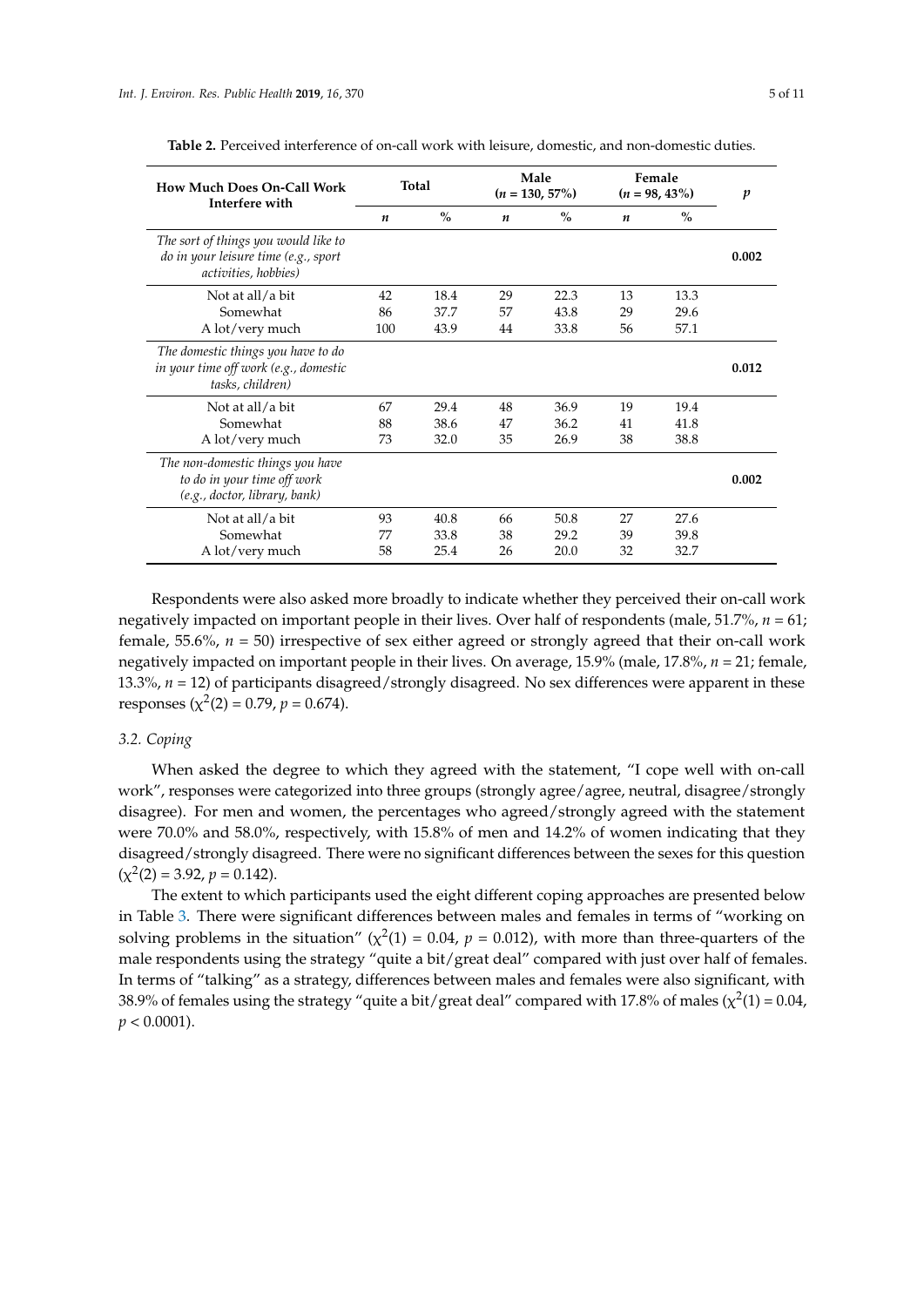**Table 2.** Perceived interference of on-call work with leisure, domestic, and non-domestic duties.

| How Much Does On-Call Work Interfere with | Total | | Male (n = 130, 57%) | | Female (n = 98, 43%) | | p |
|---|---|---|---|---|---|---|---|
| | n | % | n | % | n | % | |
| *The sort of things you would like to do in your leisure time (e.g., sport activities, hobbies)* | | | | | | | **0.002** |
| Not at all/a bit | 42 | 18.4 | 29 | 22.3 | 13 | 13.3 | |
| Somewhat | 86 | 37.7 | 57 | 43.8 | 29 | 29.6 | |
| A lot/very much | 100 | 43.9 | 44 | 33.8 | 56 | 57.1 | |
| *The domestic things you have to do in your time off work (e.g., domestic tasks, children)* | | | | | | | **0.012** |
| Not at all/a bit | 67 | 29.4 | 48 | 36.9 | 19 | 19.4 | |
| Somewhat | 88 | 38.6 | 47 | 36.2 | 41 | 41.8 | |
| A lot/very much | 73 | 32.0 | 35 | 26.9 | 38 | 38.8 | |
| *The non-domestic things you have to do in your time off work (e.g., doctor, library, bank)* | | | | | | | **0.002** |
| Not at all/a bit | 93 | 40.8 | 66 | 50.8 | 27 | 27.6 | |
| Somewhat | 77 | 33.8 | 38 | 29.2 | 39 | 39.8 | |
| A lot/very much | 58 | 25.4 | 26 | 20.0 | 32 | 32.7 | |

Respondents were also asked more broadly to indicate whether they perceived their on-call work negatively impacted on important people in their lives. Over half of respondents (male, 51.7%, $n = 61$; female, 55.6%, $n = 50$) irrespective of sex either agreed or strongly agreed that their on-call work negatively impacted on important people in their lives. On average, 15.9% (male, 17.8%, $n = 21$; female, 13.3%, $n = 12$) of participants disagreed/strongly disagreed. No sex differences were apparent in these responses ($\chi^2(2) = 0.79$, $p = 0.674$).

### *3.2. Coping*

When asked the degree to which they agreed with the statement, "I cope well with on-call work", responses were categorized into three groups (strongly agree/agree, neutral, disagree/strongly disagree). For men and women, the percentages who agreed/strongly agreed with the statement were 70.0% and 58.0%, respectively, with 15.8% of men and 14.2% of women indicating that they disagreed/strongly disagreed. There were no significant differences between the sexes for this question ($\chi^2(2) = 3.92$, $p = 0.142$).

The extent to which participants used the eight different coping approaches are presented below in Table 3. There were significant differences between males and females in terms of "working on solving problems in the situation" ($\chi^2(1) = 0.04$, $p = 0.012$), with more than three-quarters of the male respondents using the strategy "quite a bit/great deal" compared with just over half of females. In terms of "talking" as a strategy, differences between males and females were also significant, with 38.9% of females using the strategy "quite a bit/great deal" compared with 17.8% of males ($\chi^2(1) = 0.04$, $p < 0.0001$).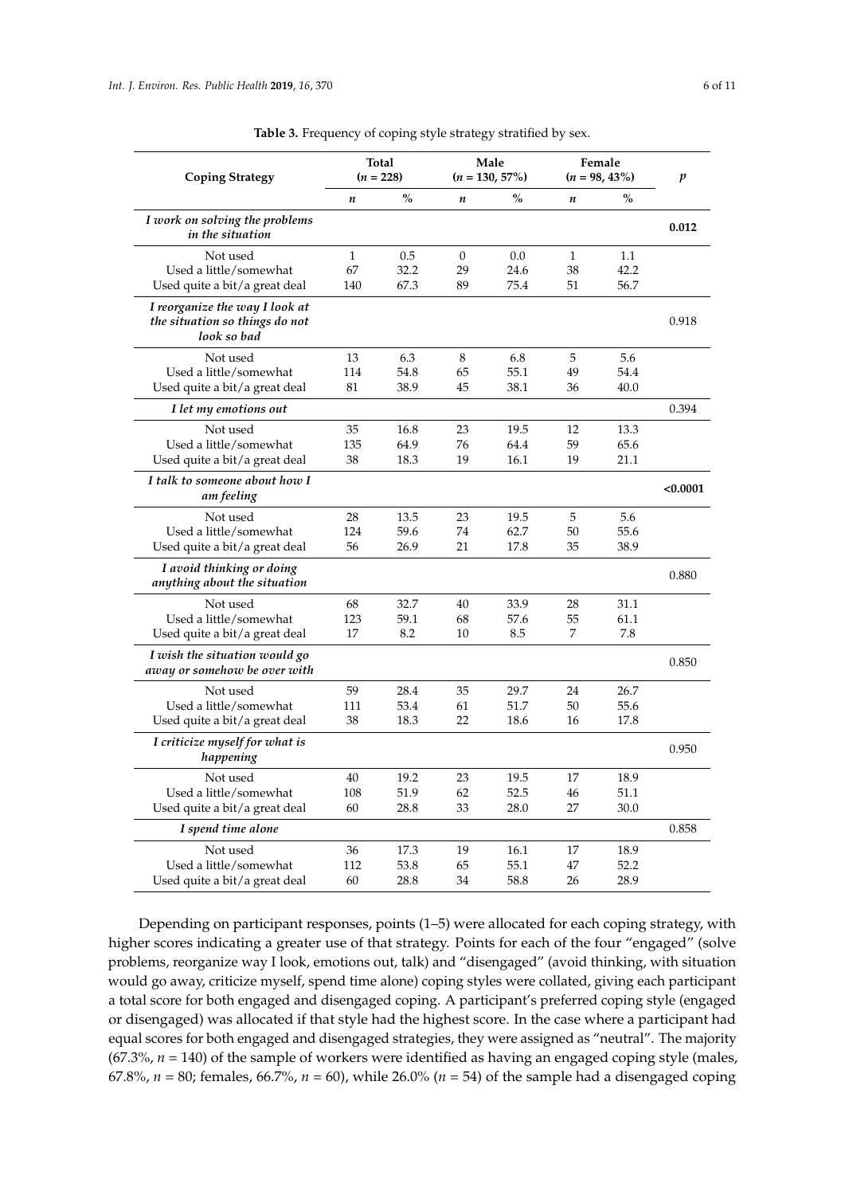**Table 3.** Frequency of coping style strategy stratified by sex.

| Coping Strategy | Total (n = 228) | | Male (n = 130, 57%) | | Female (n = 98, 43%) | | p |
|---|---|---|---|---|---|---|---|
| | n | % | n | % | n | % | |
| ***I work on solving the problems in the situation*** | | | | | | | **0.012** |
| Not used | 1 | 0.5 | 0 | 0.0 | 1 | 1.1 | |
| Used a little/somewhat | 67 | 32.2 | 29 | 24.6 | 38 | 42.2 | |
| Used quite a bit/a great deal | 140 | 67.3 | 89 | 75.4 | 51 | 56.7 | |
| ***I reorganize the way I look at the situation so things do not look so bad*** | | | | | | | 0.918 |
| Not used | 13 | 6.3 | 8 | 6.8 | 5 | 5.6 | |
| Used a little/somewhat | 114 | 54.8 | 65 | 55.1 | 49 | 54.4 | |
| Used quite a bit/a great deal | 81 | 38.9 | 45 | 38.1 | 36 | 40.0 | |
| ***I let my emotions out*** | | | | | | | 0.394 |
| Not used | 35 | 16.8 | 23 | 19.5 | 12 | 13.3 | |
| Used a little/somewhat | 135 | 64.9 | 76 | 64.4 | 59 | 65.6 | |
| Used quite a bit/a great deal | 38 | 18.3 | 19 | 16.1 | 19 | 21.1 | |
| ***I talk to someone about how I am feeling*** | | | | | | | **<0.0001** |
| Not used | 28 | 13.5 | 23 | 19.5 | 5 | 5.6 | |
| Used a little/somewhat | 124 | 59.6 | 74 | 62.7 | 50 | 55.6 | |
| Used quite a bit/a great deal | 56 | 26.9 | 21 | 17.8 | 35 | 38.9 | |
| ***I avoid thinking or doing anything about the situation*** | | | | | | | 0.880 |
| Not used | 68 | 32.7 | 40 | 33.9 | 28 | 31.1 | |
| Used a little/somewhat | 123 | 59.1 | 68 | 57.6 | 55 | 61.1 | |
| Used quite a bit/a great deal | 17 | 8.2 | 10 | 8.5 | 7 | 7.8 | |
| ***I wish the situation would go away or somehow be over with*** | | | | | | | 0.850 |
| Not used | 59 | 28.4 | 35 | 29.7 | 24 | 26.7 | |
| Used a little/somewhat | 111 | 53.4 | 61 | 51.7 | 50 | 55.6 | |
| Used quite a bit/a great deal | 38 | 18.3 | 22 | 18.6 | 16 | 17.8 | |
| ***I criticize myself for what is happening*** | | | | | | | 0.950 |
| Not used | 40 | 19.2 | 23 | 19.5 | 17 | 18.9 | |
| Used a little/somewhat | 108 | 51.9 | 62 | 52.5 | 46 | 51.1 | |
| Used quite a bit/a great deal | 60 | 28.8 | 33 | 28.0 | 27 | 30.0 | |
| ***I spend time alone*** | | | | | | | 0.858 |
| Not used | 36 | 17.3 | 19 | 16.1 | 17 | 18.9 | |
| Used a little/somewhat | 112 | 53.8 | 65 | 55.1 | 47 | 52.2 | |
| Used quite a bit/a great deal | 60 | 28.8 | 34 | 58.8 | 26 | 28.9 | |

Depending on participant responses, points (1–5) were allocated for each coping strategy, with higher scores indicating a greater use of that strategy. Points for each of the four "engaged" (solve problems, reorganize way I look, emotions out, talk) and "disengaged" (avoid thinking, with situation would go away, criticize myself, spend time alone) coping styles were collated, giving each participant a total score for both engaged and disengaged coping. A participant's preferred coping style (engaged or disengaged) was allocated if that style had the highest score. In the case where a participant had equal scores for both engaged and disengaged strategies, they were assigned as "neutral". The majority (67.3%, $n$ = 140) of the sample of workers were identified as having an engaged coping style (males, 67.8%, $n$ = 80; females, 66.7%, $n$ = 60), while 26.0% ($n$ = 54) of the sample had a disengaged coping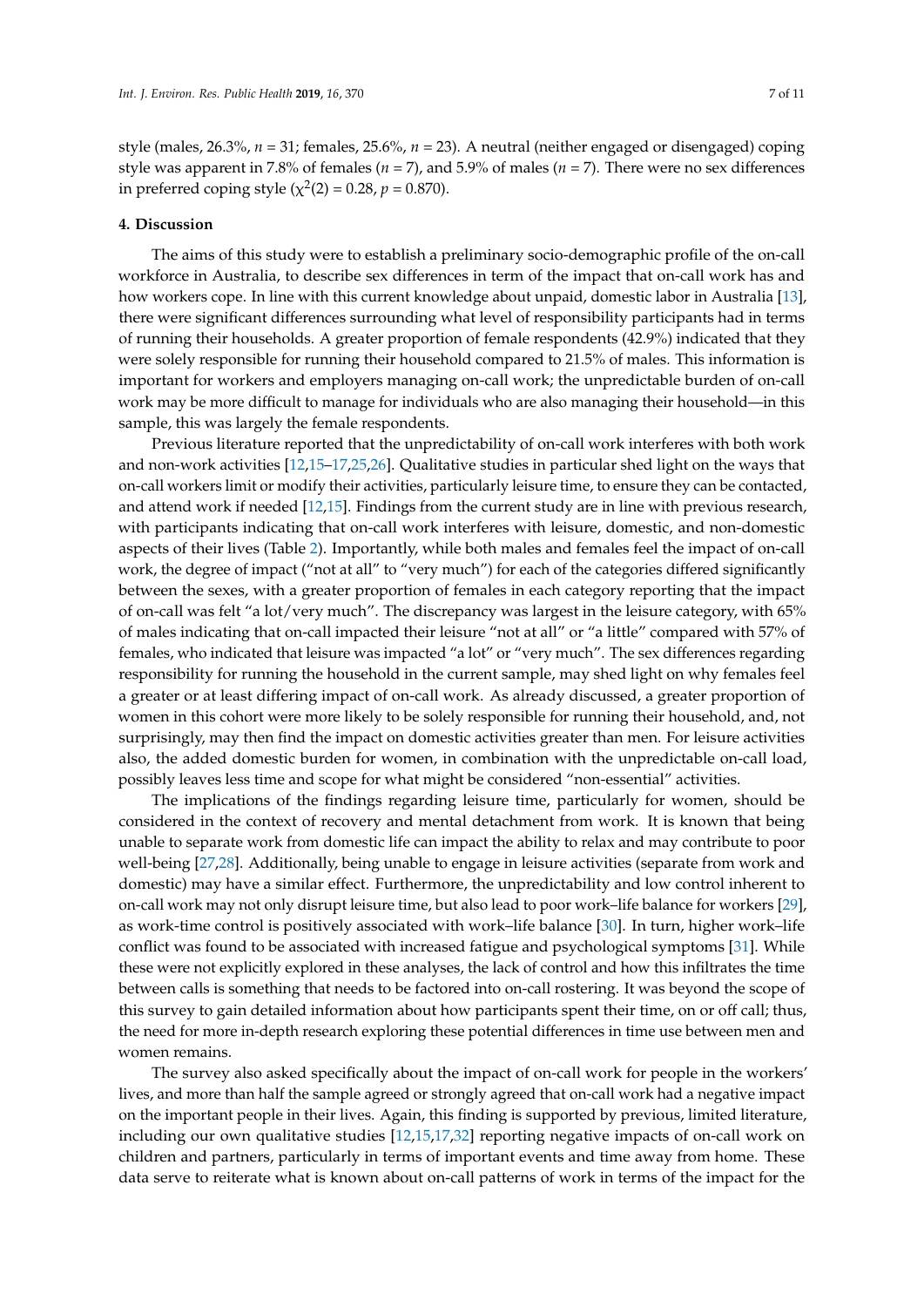style (males, 26.3%, $n = 31$; females, 25.6%, $n = 23$). A neutral (neither engaged or disengaged) coping style was apparent in 7.8% of females ($n = 7$), and 5.9% of males ($n = 7$). There were no sex differences in preferred coping style ($\chi^2(2) = 0.28$, $p = 0.870$).

## 4. Discussion

The aims of this study were to establish a preliminary socio-demographic profile of the on-call workforce in Australia, to describe sex differences in term of the impact that on-call work has and how workers cope. In line with this current knowledge about unpaid, domestic labor in Australia [13], there were significant differences surrounding what level of responsibility participants had in terms of running their households. A greater proportion of female respondents (42.9%) indicated that they were solely responsible for running their household compared to 21.5% of males. This information is important for workers and employers managing on-call work; the unpredictable burden of on-call work may be more difficult to manage for individuals who are also managing their household—in this sample, this was largely the female respondents.

Previous literature reported that the unpredictability of on-call work interferes with both work and non-work activities [12,15–17,25,26]. Qualitative studies in particular shed light on the ways that on-call workers limit or modify their activities, particularly leisure time, to ensure they can be contacted, and attend work if needed [12,15]. Findings from the current study are in line with previous research, with participants indicating that on-call work interferes with leisure, domestic, and non-domestic aspects of their lives (Table 2). Importantly, while both males and females feel the impact of on-call work, the degree of impact ("not at all" to "very much") for each of the categories differed significantly between the sexes, with a greater proportion of females in each category reporting that the impact of on-call was felt "a lot/very much". The discrepancy was largest in the leisure category, with 65% of males indicating that on-call impacted their leisure "not at all" or "a little" compared with 57% of females, who indicated that leisure was impacted "a lot" or "very much". The sex differences regarding responsibility for running the household in the current sample, may shed light on why females feel a greater or at least differing impact of on-call work. As already discussed, a greater proportion of women in this cohort were more likely to be solely responsible for running their household, and, not surprisingly, may then find the impact on domestic activities greater than men. For leisure activities also, the added domestic burden for women, in combination with the unpredictable on-call load, possibly leaves less time and scope for what might be considered "non-essential" activities.

The implications of the findings regarding leisure time, particularly for women, should be considered in the context of recovery and mental detachment from work. It is known that being unable to separate work from domestic life can impact the ability to relax and may contribute to poor well-being [27,28]. Additionally, being unable to engage in leisure activities (separate from work and domestic) may have a similar effect. Furthermore, the unpredictability and low control inherent to on-call work may not only disrupt leisure time, but also lead to poor work–life balance for workers [29], as work-time control is positively associated with work–life balance [30]. In turn, higher work–life conflict was found to be associated with increased fatigue and psychological symptoms [31]. While these were not explicitly explored in these analyses, the lack of control and how this infiltrates the time between calls is something that needs to be factored into on-call rostering. It was beyond the scope of this survey to gain detailed information about how participants spent their time, on or off call; thus, the need for more in-depth research exploring these potential differences in time use between men and women remains.

The survey also asked specifically about the impact of on-call work for people in the workers' lives, and more than half the sample agreed or strongly agreed that on-call work had a negative impact on the important people in their lives. Again, this finding is supported by previous, limited literature, including our own qualitative studies [12,15,17,32] reporting negative impacts of on-call work on children and partners, particularly in terms of important events and time away from home. These data serve to reiterate what is known about on-call patterns of work in terms of the impact for the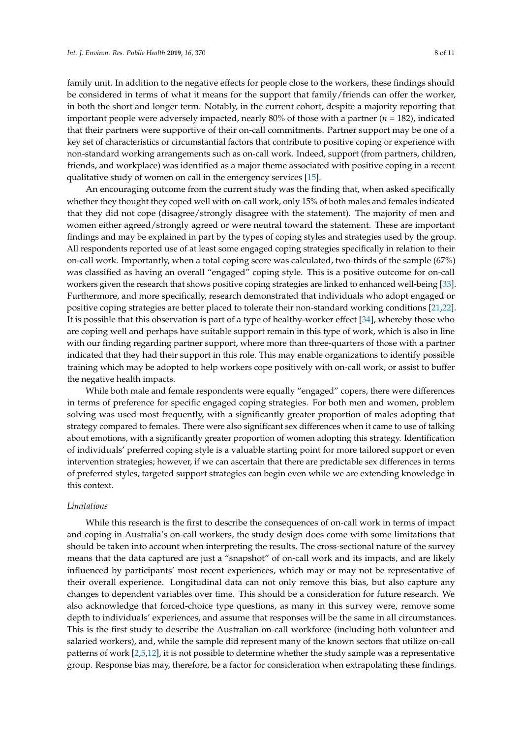family unit. In addition to the negative effects for people close to the workers, these findings should be considered in terms of what it means for the support that family/friends can offer the worker, in both the short and longer term. Notably, in the current cohort, despite a majority reporting that important people were adversely impacted, nearly 80% of those with a partner ($n$ = 182), indicated that their partners were supportive of their on-call commitments. Partner support may be one of a key set of characteristics or circumstantial factors that contribute to positive coping or experience with non-standard working arrangements such as on-call work. Indeed, support (from partners, children, friends, and workplace) was identified as a major theme associated with positive coping in a recent qualitative study of women on call in the emergency services [15].

An encouraging outcome from the current study was the finding that, when asked specifically whether they thought they coped well with on-call work, only 15% of both males and females indicated that they did not cope (disagree/strongly disagree with the statement). The majority of men and women either agreed/strongly agreed or were neutral toward the statement. These are important findings and may be explained in part by the types of coping styles and strategies used by the group. All respondents reported use of at least some engaged coping strategies specifically in relation to their on-call work. Importantly, when a total coping score was calculated, two-thirds of the sample (67%) was classified as having an overall "engaged" coping style. This is a positive outcome for on-call workers given the research that shows positive coping strategies are linked to enhanced well-being [33]. Furthermore, and more specifically, research demonstrated that individuals who adopt engaged or positive coping strategies are better placed to tolerate their non-standard working conditions [21,22]. It is possible that this observation is part of a type of healthy-worker effect [34], whereby those who are coping well and perhaps have suitable support remain in this type of work, which is also in line with our finding regarding partner support, where more than three-quarters of those with a partner indicated that they had their support in this role. This may enable organizations to identify possible training which may be adopted to help workers cope positively with on-call work, or assist to buffer the negative health impacts.

While both male and female respondents were equally "engaged" copers, there were differences in terms of preference for specific engaged coping strategies. For both men and women, problem solving was used most frequently, with a significantly greater proportion of males adopting that strategy compared to females. There were also significant sex differences when it came to use of talking about emotions, with a significantly greater proportion of women adopting this strategy. Identification of individuals' preferred coping style is a valuable starting point for more tailored support or even intervention strategies; however, if we can ascertain that there are predictable sex differences in terms of preferred styles, targeted support strategies can begin even while we are extending knowledge in this context.

### *Limitations*

While this research is the first to describe the consequences of on-call work in terms of impact and coping in Australia's on-call workers, the study design does come with some limitations that should be taken into account when interpreting the results. The cross-sectional nature of the survey means that the data captured are just a "snapshot" of on-call work and its impacts, and are likely influenced by participants' most recent experiences, which may or may not be representative of their overall experience. Longitudinal data can not only remove this bias, but also capture any changes to dependent variables over time. This should be a consideration for future research. We also acknowledge that forced-choice type questions, as many in this survey were, remove some depth to individuals' experiences, and assume that responses will be the same in all circumstances. This is the first study to describe the Australian on-call workforce (including both volunteer and salaried workers), and, while the sample did represent many of the known sectors that utilize on-call patterns of work [2,5,12], it is not possible to determine whether the study sample was a representative group. Response bias may, therefore, be a factor for consideration when extrapolating these findings.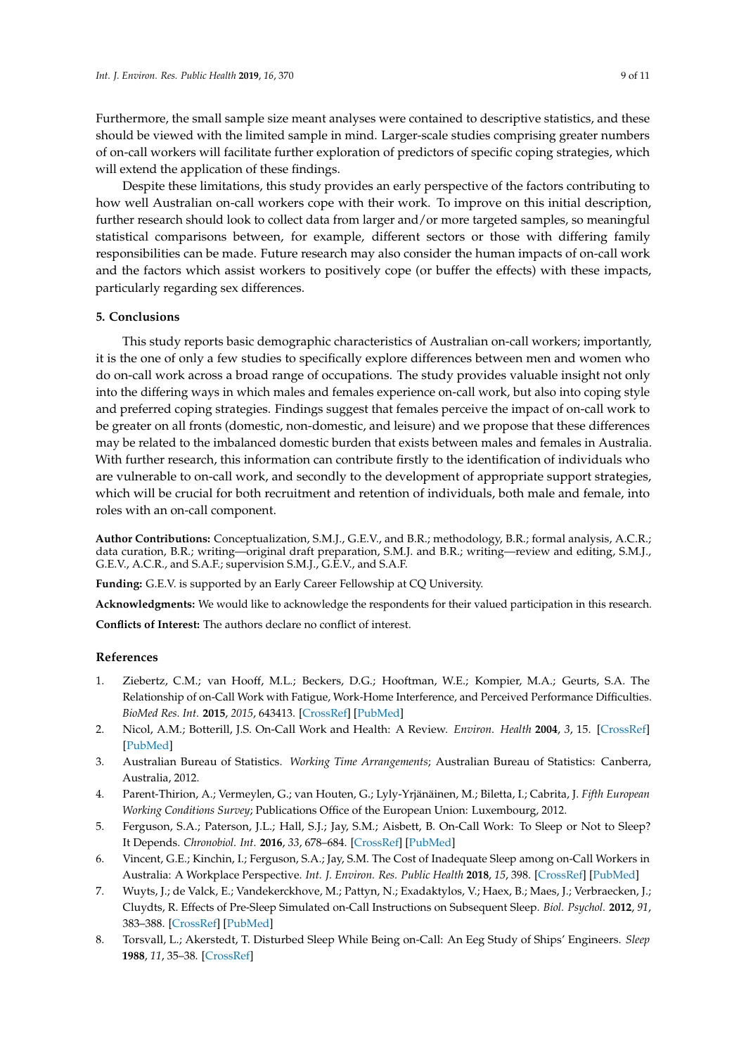Furthermore, the small sample size meant analyses were contained to descriptive statistics, and these should be viewed with the limited sample in mind. Larger-scale studies comprising greater numbers of on-call workers will facilitate further exploration of predictors of specific coping strategies, which will extend the application of these findings.

Despite these limitations, this study provides an early perspective of the factors contributing to how well Australian on-call workers cope with their work. To improve on this initial description, further research should look to collect data from larger and/or more targeted samples, so meaningful statistical comparisons between, for example, different sectors or those with differing family responsibilities can be made. Future research may also consider the human impacts of on-call work and the factors which assist workers to positively cope (or buffer the effects) with these impacts, particularly regarding sex differences.

## 5. Conclusions

This study reports basic demographic characteristics of Australian on-call workers; importantly, it is the one of only a few studies to specifically explore differences between men and women who do on-call work across a broad range of occupations. The study provides valuable insight not only into the differing ways in which males and females experience on-call work, but also into coping style and preferred coping strategies. Findings suggest that females perceive the impact of on-call work to be greater on all fronts (domestic, non-domestic, and leisure) and we propose that these differences may be related to the imbalanced domestic burden that exists between males and females in Australia. With further research, this information can contribute firstly to the identification of individuals who are vulnerable to on-call work, and secondly to the development of appropriate support strategies, which will be crucial for both recruitment and retention of individuals, both male and female, into roles with an on-call component.

**Author Contributions:** Conceptualization, S.M.J., G.E.V., and B.R.; methodology, B.R.; formal analysis, A.C.R.; data curation, B.R.; writing—original draft preparation, S.M.J. and B.R.; writing—review and editing, S.M.J., G.E.V., A.C.R., and S.A.F.; supervision S.M.J., G.E.V., and S.A.F.

**Funding:** G.E.V. is supported by an Early Career Fellowship at CQ University.

**Acknowledgments:** We would like to acknowledge the respondents for their valued participation in this research.

**Conflicts of Interest:** The authors declare no conflict of interest.

## References

1. Ziebertz, C.M.; van Hooff, M.L.; Beckers, D.G.; Hooftman, W.E.; Kompier, M.A.; Geurts, S.A. The Relationship of on-Call Work with Fatigue, Work-Home Interference, and Perceived Performance Difficulties. *BioMed Res. Int.* **2015**, *2015*, 643413. [CrossRef] [PubMed]
2. Nicol, A.M.; Botterill, J.S. On-Call Work and Health: A Review. *Environ. Health* **2004**, *3*, 15. [CrossRef] [PubMed]
3. Australian Bureau of Statistics. *Working Time Arrangements*; Australian Bureau of Statistics: Canberra, Australia, 2012.
4. Parent-Thirion, A.; Vermeylen, G.; van Houten, G.; Lyly-Yrjänäinen, M.; Biletta, I.; Cabrita, J. *Fifth European Working Conditions Survey*; Publications Office of the European Union: Luxembourg, 2012.
5. Ferguson, S.A.; Paterson, J.L.; Hall, S.J.; Jay, S.M.; Aisbett, B. On-Call Work: To Sleep or Not to Sleep? It Depends. *Chronobiol. Int.* **2016**, *33*, 678–684. [CrossRef] [PubMed]
6. Vincent, G.E.; Kinchin, I.; Ferguson, S.A.; Jay, S.M. The Cost of Inadequate Sleep among on-Call Workers in Australia: A Workplace Perspective. *Int. J. Environ. Res. Public Health* **2018**, *15*, 398. [CrossRef] [PubMed]
7. Wuyts, J.; de Valck, E.; Vandekerckhove, M.; Pattyn, N.; Exadaktylos, V.; Haex, B.; Maes, J.; Verbraecken, J.; Cluydts, R. Effects of Pre-Sleep Simulated on-Call Instructions on Subsequent Sleep. *Biol. Psychol.* **2012**, *91*, 383–388. [CrossRef] [PubMed]
8. Torsvall, L.; Akerstedt, T. Disturbed Sleep While Being on-Call: An Eeg Study of Ships' Engineers. *Sleep* **1988**, *11*, 35–38. [CrossRef]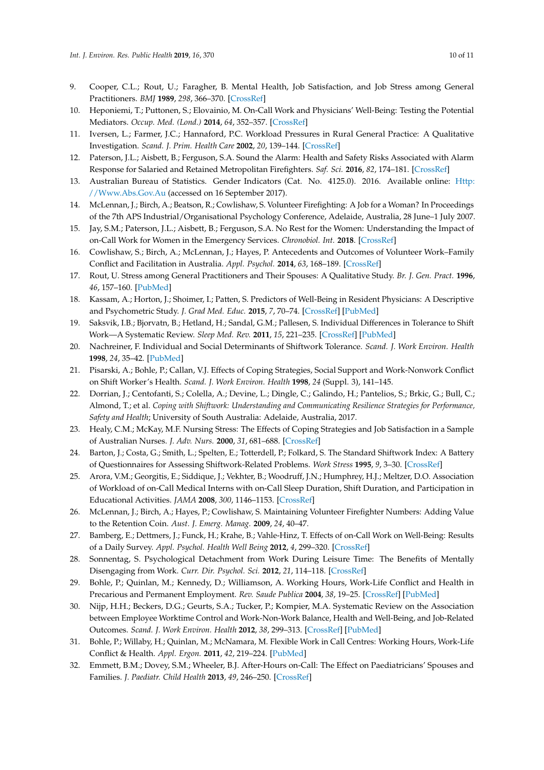9. Cooper, C.L.; Rout, U.; Faragher, B. Mental Health, Job Satisfaction, and Job Stress among General Practitioners. *BMJ* **1989**, *298*, 366–370. [CrossRef]
10. Heponiemi, T.; Puttonen, S.; Elovainio, M. On-Call Work and Physicians' Well-Being: Testing the Potential Mediators. *Occup. Med. (Lond.)* **2014**, *64*, 352–357. [CrossRef]
11. Iversen, L.; Farmer, J.C.; Hannaford, P.C. Workload Pressures in Rural General Practice: A Qualitative Investigation. *Scand. J. Prim. Health Care* **2002**, *20*, 139–144. [CrossRef]
12. Paterson, J.L.; Aisbett, B.; Ferguson, S.A. Sound the Alarm: Health and Safety Risks Associated with Alarm Response for Salaried and Retained Metropolitan Firefighters. *Saf. Sci.* **2016**, *82*, 174–181. [CrossRef]
13. Australian Bureau of Statistics. Gender Indicators (Cat. No. 4125.0). 2016. Available online: Http://Www.Abs.Gov.Au (accessed on 16 September 2017).
14. McLennan, J.; Birch, A.; Beatson, R.; Cowlishaw, S. Volunteer Firefighting: A Job for a Woman? In Proceedings of the 7th APS Industrial/Organisational Psychology Conference, Adelaide, Australia, 28 June–1 July 2007.
15. Jay, S.M.; Paterson, J.L.; Aisbett, B.; Ferguson, S.A. No Rest for the Women: Understanding the Impact of on-Call Work for Women in the Emergency Services. *Chronobiol. Int.* **2018**. [CrossRef]
16. Cowlishaw, S.; Birch, A.; McLennan, J.; Hayes, P. Antecedents and Outcomes of Volunteer Work–Family Conflict and Facilitation in Australia. *Appl. Psychol.* **2014**, *63*, 168–189. [CrossRef]
17. Rout, U. Stress among General Practitioners and Their Spouses: A Qualitative Study. *Br. J. Gen. Pract.* **1996**, *46*, 157–160. [PubMed]
18. Kassam, A.; Horton, J.; Shoimer, I.; Patten, S. Predictors of Well-Being in Resident Physicians: A Descriptive and Psychometric Study. *J. Grad Med. Educ.* **2015**, *7*, 70–74. [CrossRef] [PubMed]
19. Saksvik, I.B.; Bjorvatn, B.; Hetland, H.; Sandal, G.M.; Pallesen, S. Individual Differences in Tolerance to Shift Work—A Systematic Review. *Sleep Med. Rev.* **2011**, *15*, 221–235. [CrossRef] [PubMed]
20. Nachreiner, F. Individual and Social Determinants of Shiftwork Tolerance. *Scand. J. Work Environ. Health* **1998**, *24*, 35–42. [PubMed]
21. Pisarski, A.; Bohle, P.; Callan, V.J. Effects of Coping Strategies, Social Support and Work-Nonwork Conflict on Shift Worker's Health. *Scand. J. Work Environ. Health* **1998**, *24* (Suppl. 3), 141–145.
22. Dorrian, J.; Centofanti, S.; Colella, A.; Devine, L.; Dingle, C.; Galindo, H.; Pantelios, S.; Brkic, G.; Bull, C.; Almond, T.; et al. *Coping with Shiftwork: Understanding and Communicating Resilience Strategies for Performance, Safety and Health*; University of South Australia: Adelaide, Australia, 2017.
23. Healy, C.M.; McKay, M.F. Nursing Stress: The Effects of Coping Strategies and Job Satisfaction in a Sample of Australian Nurses. *J. Adv. Nurs.* **2000**, *31*, 681–688. [CrossRef]
24. Barton, J.; Costa, G.; Smith, L.; Spelten, E.; Totterdell, P.; Folkard, S. The Standard Shiftwork Index: A Battery of Questionnaires for Assessing Shiftwork-Related Problems. *Work Stress* **1995**, *9*, 3–30. [CrossRef]
25. Arora, V.M.; Georgitis, E.; Siddique, J.; Vekhter, B.; Woodruff, J.N.; Humphrey, H.J.; Meltzer, D.O. Association of Workload of on-Call Medical Interns with on-Call Sleep Duration, Shift Duration, and Participation in Educational Activities. *JAMA* **2008**, *300*, 1146–1153. [CrossRef]
26. McLennan, J.; Birch, A.; Hayes, P.; Cowlishaw, S. Maintaining Volunteer Firefighter Numbers: Adding Value to the Retention Coin. *Aust. J. Emerg. Manag.* **2009**, *24*, 40–47.
27. Bamberg, E.; Dettmers, J.; Funck, H.; Krahe, B.; Vahle-Hinz, T. Effects of on-Call Work on Well-Being: Results of a Daily Survey. *Appl. Psychol. Health Well Being* **2012**, *4*, 299–320. [CrossRef]
28. Sonnentag, S. Psychological Detachment from Work During Leisure Time: The Benefits of Mentally Disengaging from Work. *Curr. Dir. Psychol. Sci.* **2012**, *21*, 114–118. [CrossRef]
29. Bohle, P.; Quinlan, M.; Kennedy, D.; Williamson, A. Working Hours, Work-Life Conflict and Health in Precarious and Permanent Employment. *Rev. Saude Publica* **2004**, *38*, 19–25. [CrossRef] [PubMed]
30. Nijp, H.H.; Beckers, D.G.; Geurts, S.A.; Tucker, P.; Kompier, M.A. Systematic Review on the Association between Employee Worktime Control and Work-Non-Work Balance, Health and Well-Being, and Job-Related Outcomes. *Scand. J. Work Environ. Health* **2012**, *38*, 299–313. [CrossRef] [PubMed]
31. Bohle, P.; Willaby, H.; Quinlan, M.; McNamara, M. Flexible Work in Call Centres: Working Hours, Work-Life Conflict & Health. *Appl. Ergon.* **2011**, *42*, 219–224. [PubMed]
32. Emmett, B.M.; Dovey, S.M.; Wheeler, B.J. After-Hours on-Call: The Effect on Paediatricians' Spouses and Families. *J. Paediatr. Child Health* **2013**, *49*, 246–250. [CrossRef]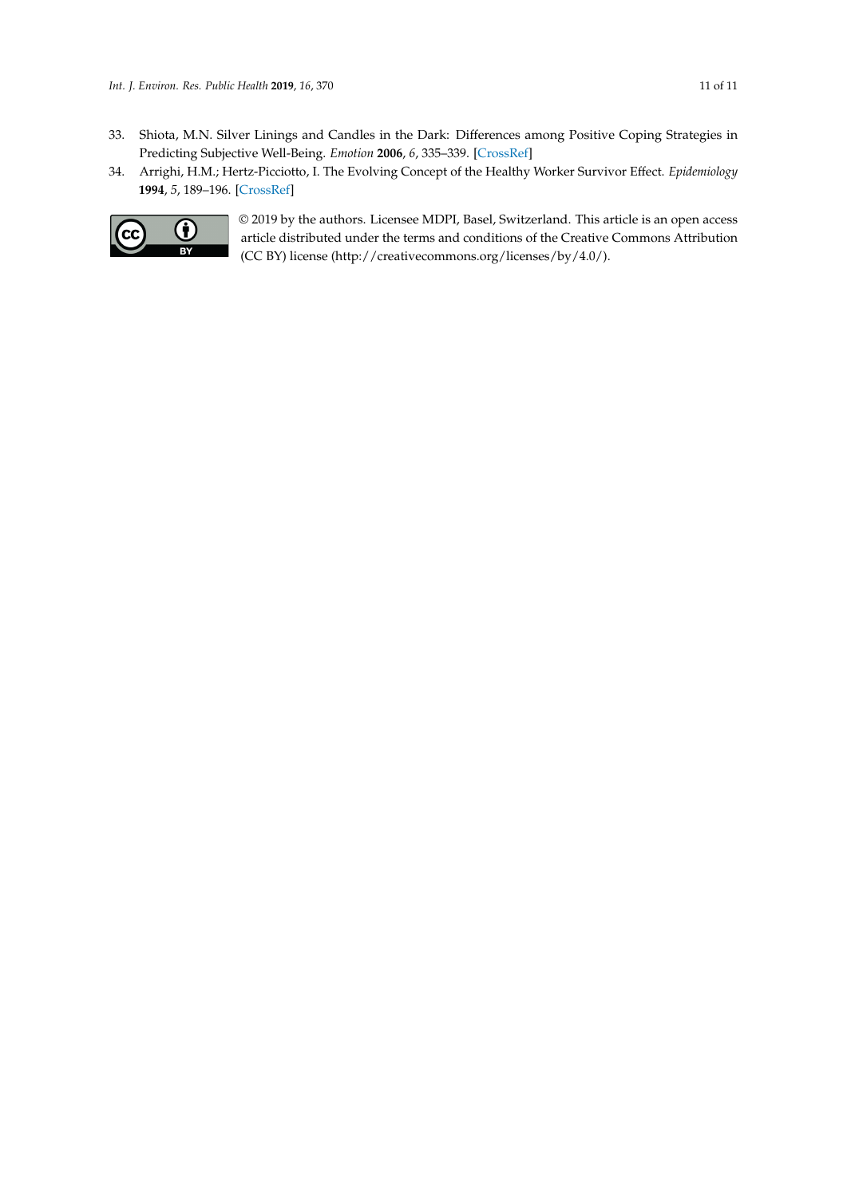33. Shiota, M.N. Silver Linings and Candles in the Dark: Differences among Positive Coping Strategies in Predicting Subjective Well-Being. *Emotion* **2006**, *6*, 335–339. [CrossRef]
34. Arrighi, H.M.; Hertz-Picciotto, I. The Evolving Concept of the Healthy Worker Survivor Effect. *Epidemiology* **1994**, *5*, 189–196. [CrossRef]

© 2019 by the authors. Licensee MDPI, Basel, Switzerland. This article is an open access article distributed under the terms and conditions of the Creative Commons Attribution (CC BY) license (http://creativecommons.org/licenses/by/4.0/).